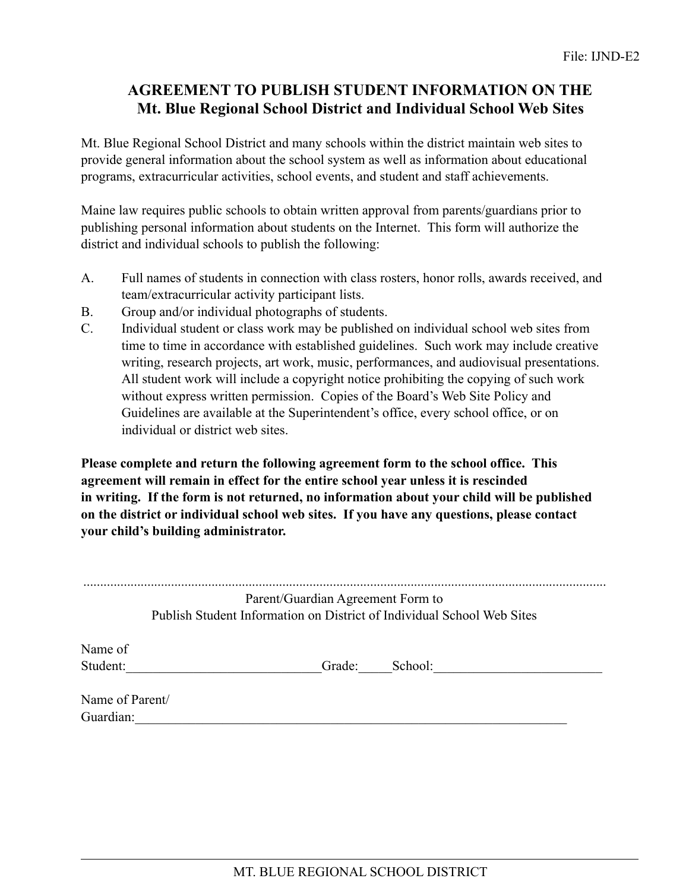File: IJND-E2

# AGREEMENT TO PUBLISH STUDENT INFORMATION ON THE Mt. Blue Regional School District and Individual School Web Sites

Mt. Blue Regional School District and many schools within the district maintain web sites to provide general information about the school system as well as information about educational programs, extracurricular activities, school events, and student and staff achievements.

Maine law requires public schools to obtain written approval from parents/guardians prior to publishing personal information about students on the Internet. This form will authorize the district and individual schools to publish the following:

A. Full names of students in connection with class rosters, honor rolls, awards received, and team/extracurricular activity participant lists.

B. Group and/or individual photographs of students.

C. Individual student or class work may be published on individual school web sites from time to time in accordance with established guidelines. Such work may include creative writing, research projects, art work, music, performances, and audiovisual presentations. All student work will include a copyright notice prohibiting the copying of such work without express written permission. Copies of the Board's Web Site Policy and Guidelines are available at the Superintendent's office, every school office, or on individual or district web sites.

**Please complete and return the following agreement form to the school office. This agreement will remain in effect for the entire school year unless it is rescinded in writing. If the form is not returned, no information about your child will be published on the district or individual school web sites. If you have any questions, please contact your child's building administrator.**

.......................................................................................................................................................

Parent/Guardian Agreement Form to
Publish Student Information on District of Individual School Web Sites

Name of Student:_____________________________Grade:_____School:_________________________

Name of Parent/ Guardian:____________________________________________________________________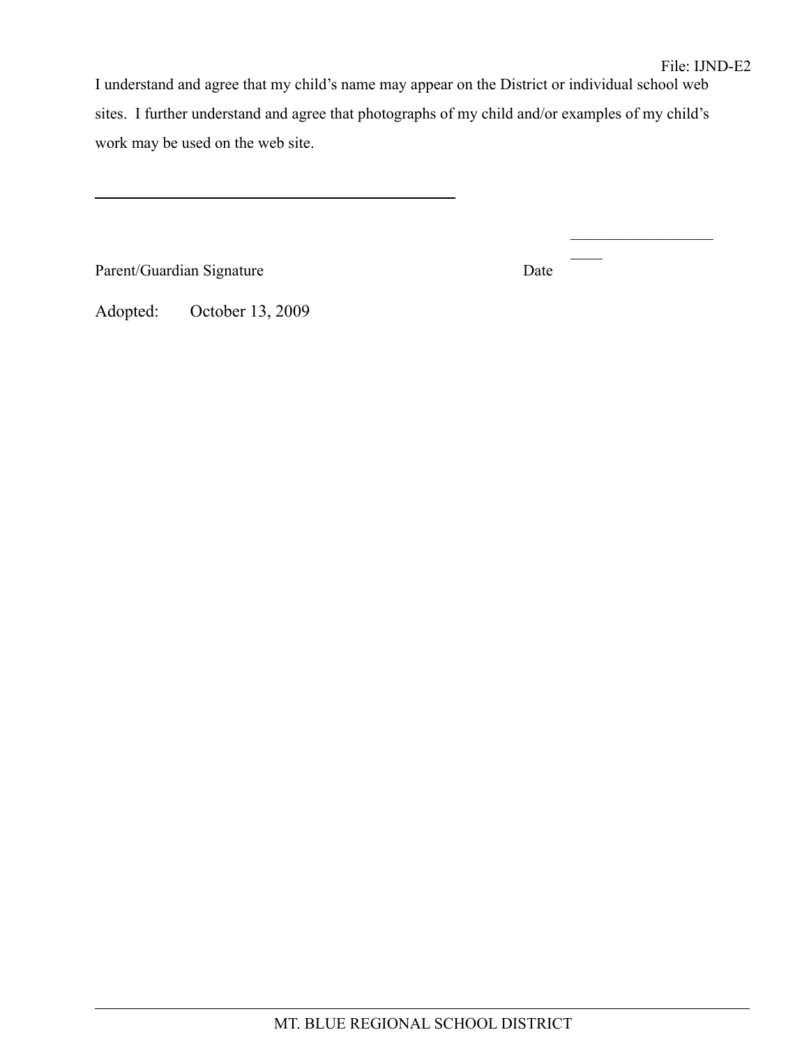I understand and agree that my child's name may appear on the District or individual school web sites. I further understand and agree that photographs of my child and/or examples of my child's work may be used on the web site.

\_\_\_\_\_\_\_\_\_\_\_\_\_\_\_\_\_\_\_\_\_\_\_\_\_\_\_\_\_\_\_\_\_\_\_\_\_\_\_\_ \_\_\_\_\_\_\_\_\_\_\_\_\_\_\_\_\_\_\_\_\_\_

Parent/Guardian Signature Date

Adopted: October 13, 2009